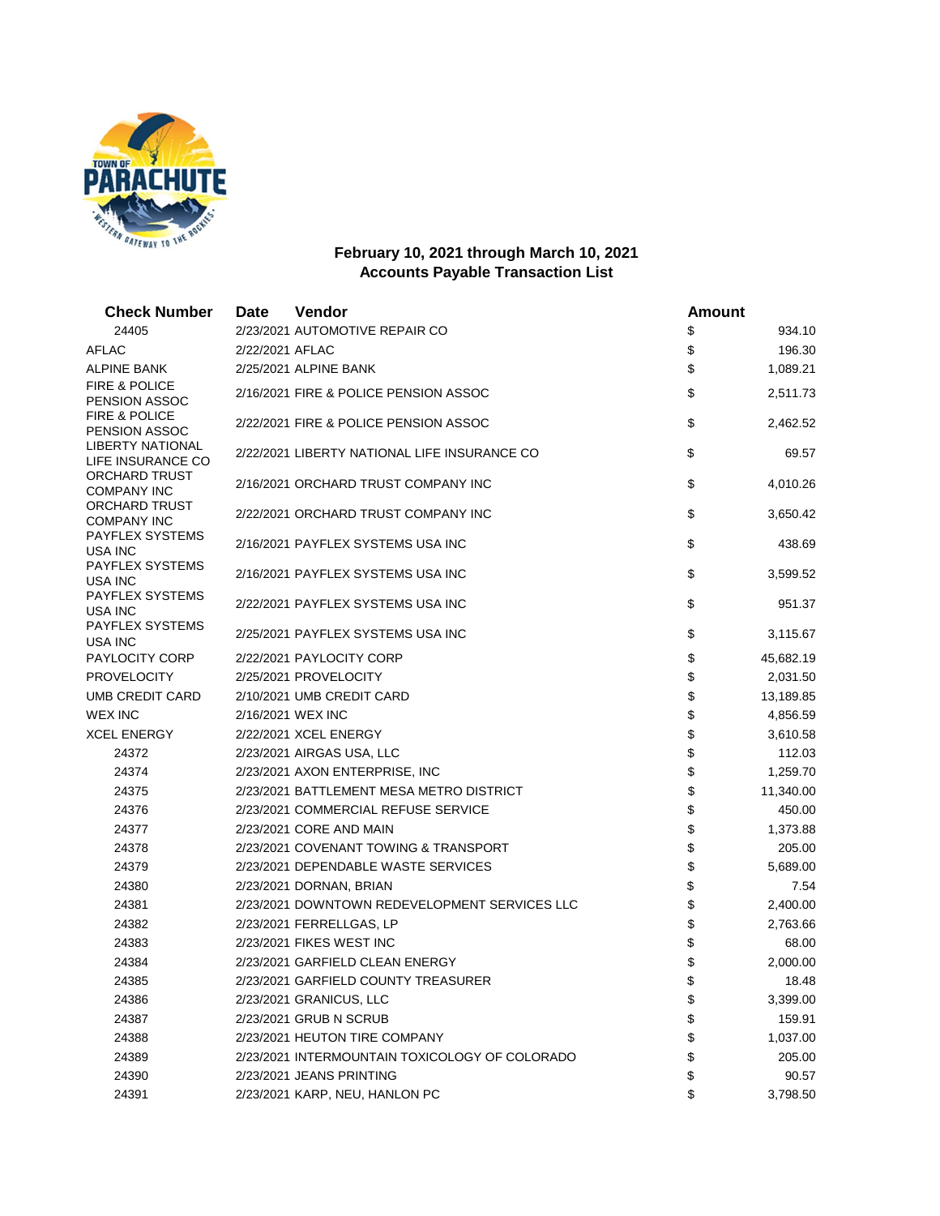## February 10, 2021 through March 10, 2021
## Accounts Payable Transaction List

| Check Number | Date | Vendor | Amount |
|---|---|---|---|
| 24405 | 2/23/2021 | AUTOMOTIVE REPAIR CO | $ 934.10 |
| AFLAC | 2/22/2021 | AFLAC | $ 196.30 |
| ALPINE BANK | 2/25/2021 | ALPINE BANK | $ 1,089.21 |
| FIRE & POLICE PENSION ASSOC | 2/16/2021 | FIRE & POLICE PENSION ASSOC | $ 2,511.73 |
| FIRE & POLICE PENSION ASSOC | 2/22/2021 | FIRE & POLICE PENSION ASSOC | $ 2,462.52 |
| LIBERTY NATIONAL LIFE INSURANCE CO | 2/22/2021 | LIBERTY NATIONAL LIFE INSURANCE CO | $ 69.57 |
| ORCHARD TRUST COMPANY INC | 2/16/2021 | ORCHARD TRUST COMPANY INC | $ 4,010.26 |
| ORCHARD TRUST COMPANY INC | 2/22/2021 | ORCHARD TRUST COMPANY INC | $ 3,650.42 |
| PAYFLEX SYSTEMS USA INC | 2/16/2021 | PAYFLEX SYSTEMS USA INC | $ 438.69 |
| PAYFLEX SYSTEMS USA INC | 2/16/2021 | PAYFLEX SYSTEMS USA INC | $ 3,599.52 |
| PAYFLEX SYSTEMS USA INC | 2/22/2021 | PAYFLEX SYSTEMS USA INC | $ 951.37 |
| PAYFLEX SYSTEMS USA INC | 2/25/2021 | PAYFLEX SYSTEMS USA INC | $ 3,115.67 |
| PAYLOCITY CORP | 2/22/2021 | PAYLOCITY CORP | $ 45,682.19 |
| PROVELOCITY | 2/25/2021 | PROVELOCITY | $ 2,031.50 |
| UMB CREDIT CARD | 2/10/2021 | UMB CREDIT CARD | $ 13,189.85 |
| WEX INC | 2/16/2021 | WEX INC | $ 4,856.59 |
| XCEL ENERGY | 2/22/2021 | XCEL ENERGY | $ 3,610.58 |
| 24372 | 2/23/2021 | AIRGAS USA, LLC | $ 112.03 |
| 24374 | 2/23/2021 | AXON ENTERPRISE, INC | $ 1,259.70 |
| 24375 | 2/23/2021 | BATTLEMENT MESA METRO DISTRICT | $ 11,340.00 |
| 24376 | 2/23/2021 | COMMERCIAL REFUSE SERVICE | $ 450.00 |
| 24377 | 2/23/2021 | CORE AND MAIN | $ 1,373.88 |
| 24378 | 2/23/2021 | COVENANT TOWING & TRANSPORT | $ 205.00 |
| 24379 | 2/23/2021 | DEPENDABLE WASTE SERVICES | $ 5,689.00 |
| 24380 | 2/23/2021 | DORNAN, BRIAN | $ 7.54 |
| 24381 | 2/23/2021 | DOWNTOWN REDEVELOPMENT SERVICES LLC | $ 2,400.00 |
| 24382 | 2/23/2021 | FERRELLGAS, LP | $ 2,763.66 |
| 24383 | 2/23/2021 | FIKES WEST INC | $ 68.00 |
| 24384 | 2/23/2021 | GARFIELD CLEAN ENERGY | $ 2,000.00 |
| 24385 | 2/23/2021 | GARFIELD COUNTY TREASURER | $ 18.48 |
| 24386 | 2/23/2021 | GRANICUS, LLC | $ 3,399.00 |
| 24387 | 2/23/2021 | GRUB N SCRUB | $ 159.91 |
| 24388 | 2/23/2021 | HEUTON TIRE COMPANY | $ 1,037.00 |
| 24389 | 2/23/2021 | INTERMOUNTAIN TOXICOLOGY OF COLORADO | $ 205.00 |
| 24390 | 2/23/2021 | JEANS PRINTING | $ 90.57 |
| 24391 | 2/23/2021 | KARP, NEU, HANLON PC | $ 3,798.50 |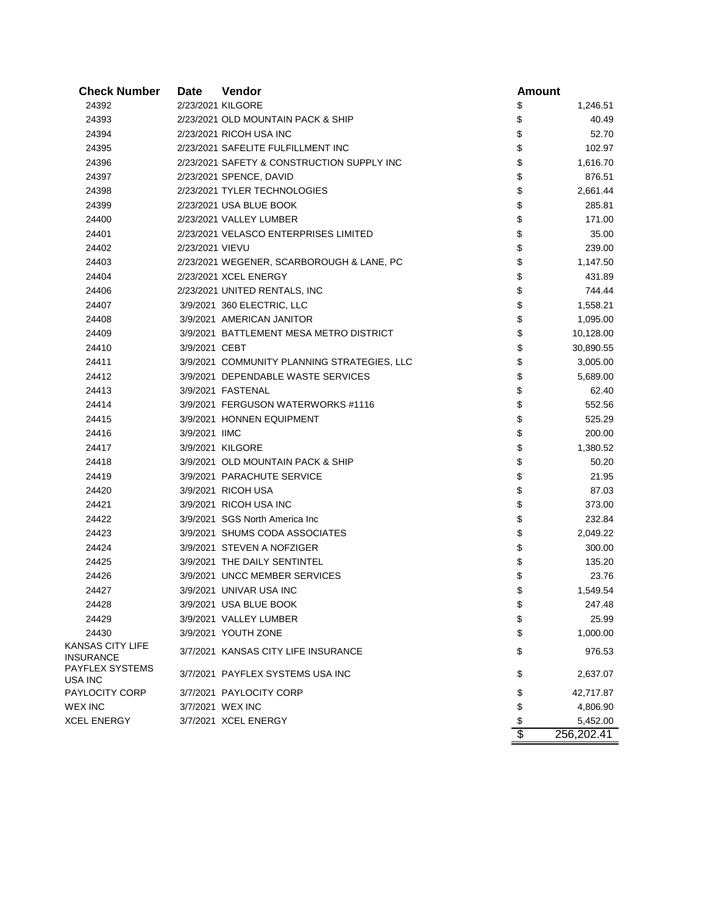| Check Number | Date | Vendor | Amount |
|---|---|---|---|
| 24392 | 2/23/2021 | KILGORE | $ 1,246.51 |
| 24393 | 2/23/2021 | OLD MOUNTAIN PACK & SHIP | $ 40.49 |
| 24394 | 2/23/2021 | RICOH USA INC | $ 52.70 |
| 24395 | 2/23/2021 | SAFELITE FULFILLMENT INC | $ 102.97 |
| 24396 | 2/23/2021 | SAFETY & CONSTRUCTION SUPPLY INC | $ 1,616.70 |
| 24397 | 2/23/2021 | SPENCE, DAVID | $ 876.51 |
| 24398 | 2/23/2021 | TYLER TECHNOLOGIES | $ 2,661.44 |
| 24399 | 2/23/2021 | USA BLUE BOOK | $ 285.81 |
| 24400 | 2/23/2021 | VALLEY LUMBER | $ 171.00 |
| 24401 | 2/23/2021 | VELASCO ENTERPRISES LIMITED | $ 35.00 |
| 24402 | 2/23/2021 | VIEVU | $ 239.00 |
| 24403 | 2/23/2021 | WEGENER, SCARBOROUGH & LANE, PC | $ 1,147.50 |
| 24404 | 2/23/2021 | XCEL ENERGY | $ 431.89 |
| 24406 | 2/23/2021 | UNITED RENTALS, INC | $ 744.44 |
| 24407 | 3/9/2021 | 360 ELECTRIC, LLC | $ 1,558.21 |
| 24408 | 3/9/2021 | AMERICAN JANITOR | $ 1,095.00 |
| 24409 | 3/9/2021 | BATTLEMENT MESA METRO DISTRICT | $ 10,128.00 |
| 24410 | 3/9/2021 | CEBT | $ 30,890.55 |
| 24411 | 3/9/2021 | COMMUNITY PLANNING STRATEGIES, LLC | $ 3,005.00 |
| 24412 | 3/9/2021 | DEPENDABLE WASTE SERVICES | $ 5,689.00 |
| 24413 | 3/9/2021 | FASTENAL | $ 62.40 |
| 24414 | 3/9/2021 | FERGUSON WATERWORKS #1116 | $ 552.56 |
| 24415 | 3/9/2021 | HONNEN EQUIPMENT | $ 525.29 |
| 24416 | 3/9/2021 | IIMC | $ 200.00 |
| 24417 | 3/9/2021 | KILGORE | $ 1,380.52 |
| 24418 | 3/9/2021 | OLD MOUNTAIN PACK & SHIP | $ 50.20 |
| 24419 | 3/9/2021 | PARACHUTE SERVICE | $ 21.95 |
| 24420 | 3/9/2021 | RICOH USA | $ 87.03 |
| 24421 | 3/9/2021 | RICOH USA INC | $ 373.00 |
| 24422 | 3/9/2021 | SGS North America Inc | $ 232.84 |
| 24423 | 3/9/2021 | SHUMS CODA ASSOCIATES | $ 2,049.22 |
| 24424 | 3/9/2021 | STEVEN A NOFZIGER | $ 300.00 |
| 24425 | 3/9/2021 | THE DAILY SENTINTEL | $ 135.20 |
| 24426 | 3/9/2021 | UNCC MEMBER SERVICES | $ 23.76 |
| 24427 | 3/9/2021 | UNIVAR USA INC | $ 1,549.54 |
| 24428 | 3/9/2021 | USA BLUE BOOK | $ 247.48 |
| 24429 | 3/9/2021 | VALLEY LUMBER | $ 25.99 |
| 24430 | 3/9/2021 | YOUTH ZONE | $ 1,000.00 |
| KANSAS CITY LIFE INSURANCE | 3/7/2021 | KANSAS CITY LIFE INSURANCE | $ 976.53 |
| PAYFLEX SYSTEMS USA INC | 3/7/2021 | PAYFLEX SYSTEMS USA INC | $ 2,637.07 |
| PAYLOCITY CORP | 3/7/2021 | PAYLOCITY CORP | $ 42,717.87 |
| WEX INC | 3/7/2021 | WEX INC | $ 4,806.90 |
| XCEL ENERGY | 3/7/2021 | XCEL ENERGY | $ 5,452.00 |
| | | | $ 256,202.41 |